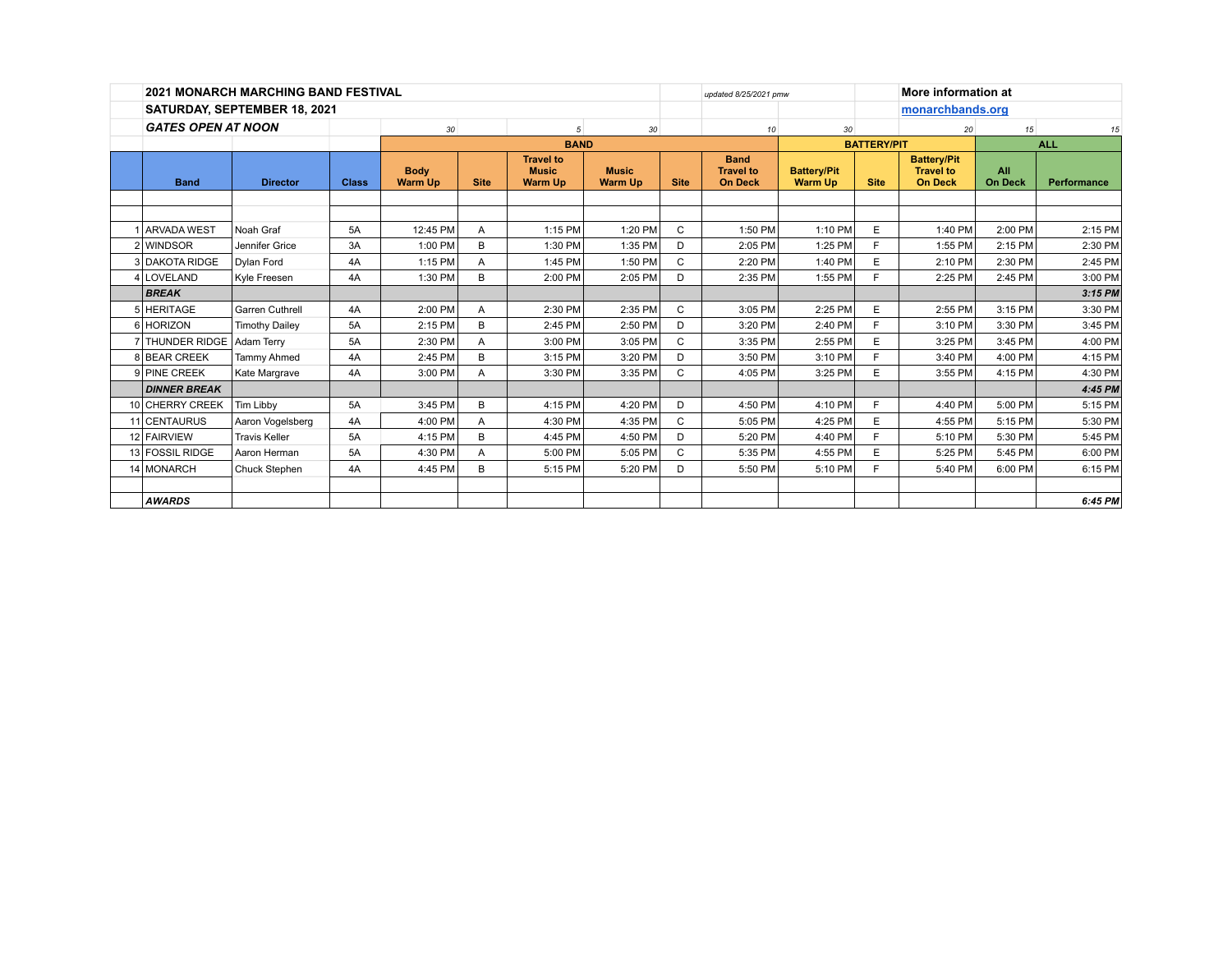**2021 MONARCH MARCHING BAND FESTIVAL**

**SATURDAY, SEPTEMBER 18, 2021**

***GATES OPEN AT NOON***

*updated 8/25/2021 pmw*

**More information at**
**monarchbands.org**

| | | | | *30* | | *5* | *30* | | *10* | *30* | | *20* | *15* | *15* |
|---|---|---|---|---|---|---|---|---|---|---|---|---|---|---|
| | | | | **BAND** | | | | | | **BATTERY/PIT** | | | **ALL** | |
| | **Band** | **Director** | **Class** | **Body Warm Up** | **Site** | **Travel to Music Warm Up** | **Music Warm Up** | **Site** | **Band Travel to On Deck** | **Battery/Pit Warm Up** | **Site** | **Battery/Pit Travel to On Deck** | **All On Deck** | **Performance** |
| 1 | ARVADA WEST | Noah Graf | 5A | 12:45 PM | A | 1:15 PM | 1:20 PM | C | 1:50 PM | 1:10 PM | E | 1:40 PM | 2:00 PM | 2:15 PM |
| 2 | WINDSOR | Jennifer Grice | 3A | 1:00 PM | B | 1:30 PM | 1:35 PM | D | 2:05 PM | 1:25 PM | F | 1:55 PM | 2:15 PM | 2:30 PM |
| 3 | DAKOTA RIDGE | Dylan Ford | 4A | 1:15 PM | A | 1:45 PM | 1:50 PM | C | 2:20 PM | 1:40 PM | E | 2:10 PM | 2:30 PM | 2:45 PM |
| 4 | LOVELAND | Kyle Freesen | 4A | 1:30 PM | B | 2:00 PM | 2:05 PM | D | 2:35 PM | 1:55 PM | F | 2:25 PM | 2:45 PM | 3:00 PM |
| | ***BREAK*** | | | | | | | | | | | | | ***3:15 PM*** |
| 5 | HERITAGE | Garren Cuthrell | 4A | 2:00 PM | A | 2:30 PM | 2:35 PM | C | 3:05 PM | 2:25 PM | E | 2:55 PM | 3:15 PM | 3:30 PM |
| 6 | HORIZON | Timothy Dailey | 5A | 2:15 PM | B | 2:45 PM | 2:50 PM | D | 3:20 PM | 2:40 PM | F | 3:10 PM | 3:30 PM | 3:45 PM |
| 7 | THUNDER RIDGE | Adam Terry | 5A | 2:30 PM | A | 3:00 PM | 3:05 PM | C | 3:35 PM | 2:55 PM | E | 3:25 PM | 3:45 PM | 4:00 PM |
| 8 | BEAR CREEK | Tammy Ahmed | 4A | 2:45 PM | B | 3:15 PM | 3:20 PM | D | 3:50 PM | 3:10 PM | F | 3:40 PM | 4:00 PM | 4:15 PM |
| 9 | PINE CREEK | Kate Margrave | 4A | 3:00 PM | A | 3:30 PM | 3:35 PM | C | 4:05 PM | 3:25 PM | E | 3:55 PM | 4:15 PM | 4:30 PM |
| | ***DINNER BREAK*** | | | | | | | | | | | | | ***4:45 PM*** |
| 10 | CHERRY CREEK | Tim Libby | 5A | 3:45 PM | B | 4:15 PM | 4:20 PM | D | 4:50 PM | 4:10 PM | F | 4:40 PM | 5:00 PM | 5:15 PM |
| 11 | CENTAURUS | Aaron Vogelsberg | 4A | 4:00 PM | A | 4:30 PM | 4:35 PM | C | 5:05 PM | 4:25 PM | E | 4:55 PM | 5:15 PM | 5:30 PM |
| 12 | FAIRVIEW | Travis Keller | 5A | 4:15 PM | B | 4:45 PM | 4:50 PM | D | 5:20 PM | 4:40 PM | F | 5:10 PM | 5:30 PM | 5:45 PM |
| 13 | FOSSIL RIDGE | Aaron Herman | 5A | 4:30 PM | A | 5:00 PM | 5:05 PM | C | 5:35 PM | 4:55 PM | E | 5:25 PM | 5:45 PM | 6:00 PM |
| 14 | MONARCH | Chuck Stephen | 4A | 4:45 PM | B | 5:15 PM | 5:20 PM | D | 5:50 PM | 5:10 PM | F | 5:40 PM | 6:00 PM | 6:15 PM |
| | ***AWARDS*** | | | | | | | | | | | | | ***6:45 PM*** |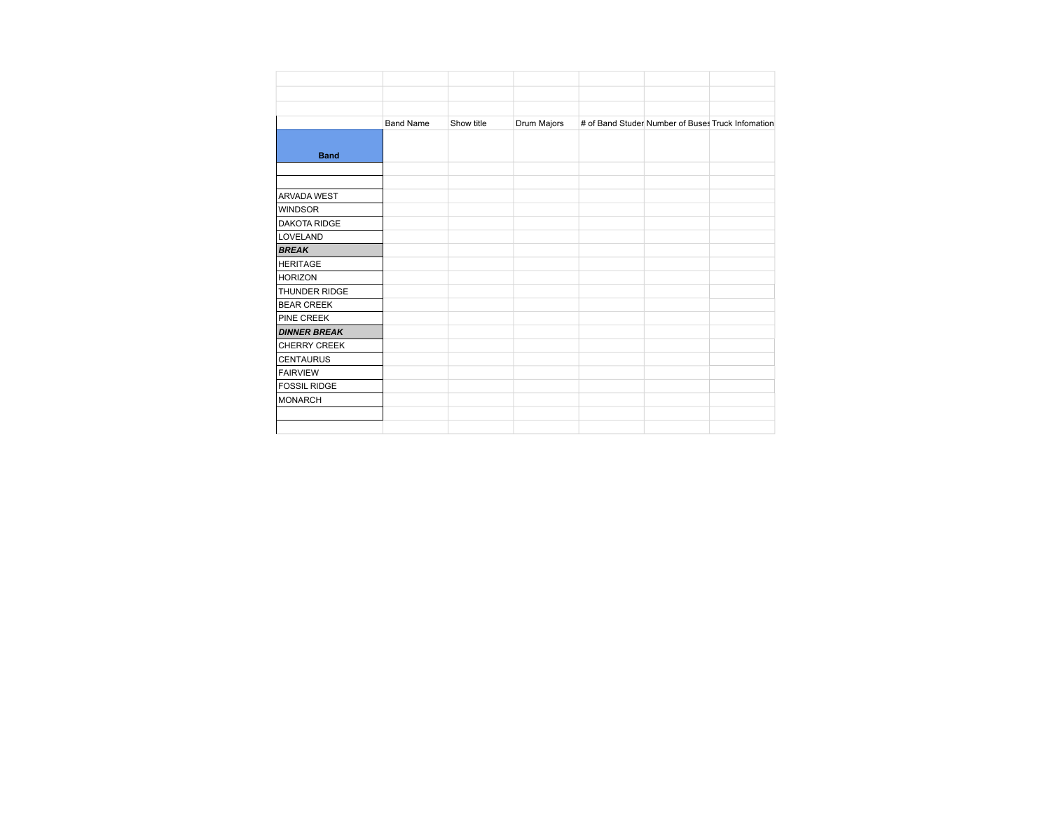| | Band Name | Show title | Drum Majors | # of Band Studer | Number of Buses | Truck Infomation |
|---|---|---|---|---|---|---|
| **Band** | | | | | | |
| | | | | | | |
| | | | | | | |
| ARVADA WEST | | | | | | |
| WINDSOR | | | | | | |
| DAKOTA RIDGE | | | | | | |
| LOVELAND | | | | | | |
| ***BREAK*** | | | | | | |
| HERITAGE | | | | | | |
| HORIZON | | | | | | |
| THUNDER RIDGE | | | | | | |
| BEAR CREEK | | | | | | |
| PINE CREEK | | | | | | |
| ***DINNER BREAK*** | | | | | | |
| CHERRY CREEK | | | | | | |
| CENTAURUS | | | | | | |
| FAIRVIEW | | | | | | |
| FOSSIL RIDGE | | | | | | |
| MONARCH | | | | | | |
| | | | | | | |
| | | | | | | |